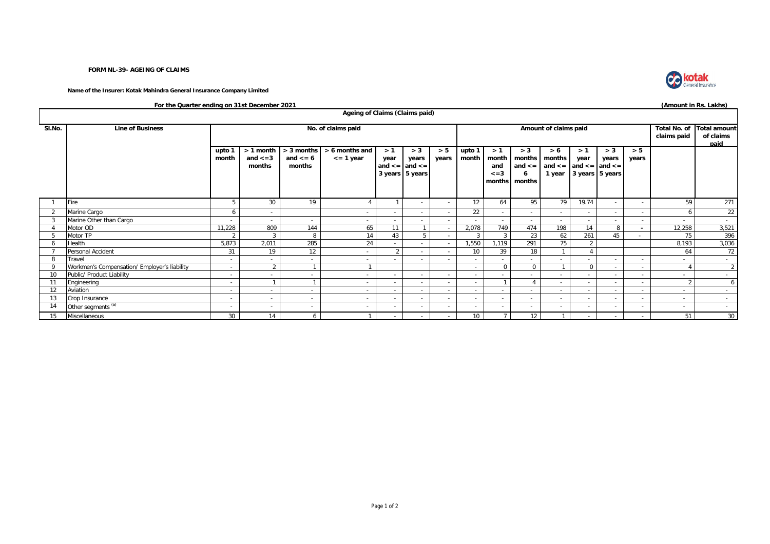**FORM NL-39- AGEING OF CLAIMS**

**Name of the Insurer: Kotak Mahindra General Insurance Company Limited**

**For the Quarter ending on 31st December 2021** **(Amount in Rs. Lakhs)**

**Ageing of Claims (Claims paid)**

| Sl.No. | Line of Business | No. of claims paid | | | | | | | Amount of claims paid | | | | | | | Total No. of claims paid | Total amount of claims paid |
|---|---|---|---|---|---|---|---|---|---|---|---|---|---|---|---|---|---|
| | | upto 1 month | > 1 month and <=3 months | > 3 months and <= 6 months | > 6 months and <= 1 year | > 1 year and <= 3 years | > 3 years and <= 5 years | > 5 years | upto 1 month | > 1 month and <=3 months | > 3 months and <= 6 months | > 6 months and <= 1 year | > 1 year and <= 3 years | > 3 years and <= 5 years | > 5 years | | |
| 1 | Fire | 5 | 30 | 19 | 4 | 1 | - | - | 12 | 64 | 95 | 79 | 19.74 | - | - | 59 | 271 |
| 2 | Marine Cargo | 6 | - | | - | - | - | - | 22 | - | - | - | - | - | - | 6 | 22 |
| 3 | Marine Other than Cargo | - | - | - | - | - | - | - | - | - | - | - | - | - | - | - | - |
| 4 | Motor OD | 11,228 | 809 | 144 | 65 | 11 | 1 | - | 2,078 | 749 | 474 | 198 | 14 | 8 | - | 12,258 | 3,521 |
| 5 | Motor TP | 2 | 3 | 8 | 14 | 43 | 5 | - | 3 | 3 | 23 | 62 | 261 | 45 | - | 75 | 396 |
| 6 | Health | 5,873 | 2,011 | 285 | 24 | - | - | - | 1,550 | 1,119 | 291 | 75 | 2 | | | 8,193 | 3,036 |
| 7 | Personal Accident | 31 | 19 | 12 | - | 2 | - | - | 10 | 39 | 18 | 1 | 4 | | | 64 | 72 |
| 8 | Travel | - | - | - | - | - | - | - | - | - | - | - | - | - | - | - | - |
| 9 | Workmen's Compensation/ Employer's liability | - | 2 | 1 | 1 | | | | - | 0 | 0 | 1 | 0 | - | - | 4 | 2 |
| 10 | Public/ Product Liability | - | - | - | - | - | - | - | - | - | - | - | - | - | - | - | - |
| 11 | Engineering | - | 1 | 1 | - | - | - | - | - | 1 | 4 | - | - | - | - | 2 | 6 |
| 12 | Aviation | - | - | - | - | - | - | - | - | - | - | - | - | - | - | - | - |
| 13 | Crop Insurance | - | - | - | - | - | - | - | - | - | - | - | - | - | - | - | - |
| 14 | Other segments [a] | - | - | - | - | - | - | - | - | - | - | - | - | - | - | - | - |
| 15 | Miscellaneous | 30 | 14 | 6 | 1 | - | - | - | 10 | 7 | 12 | 1 | - | - | - | 51 | 30 |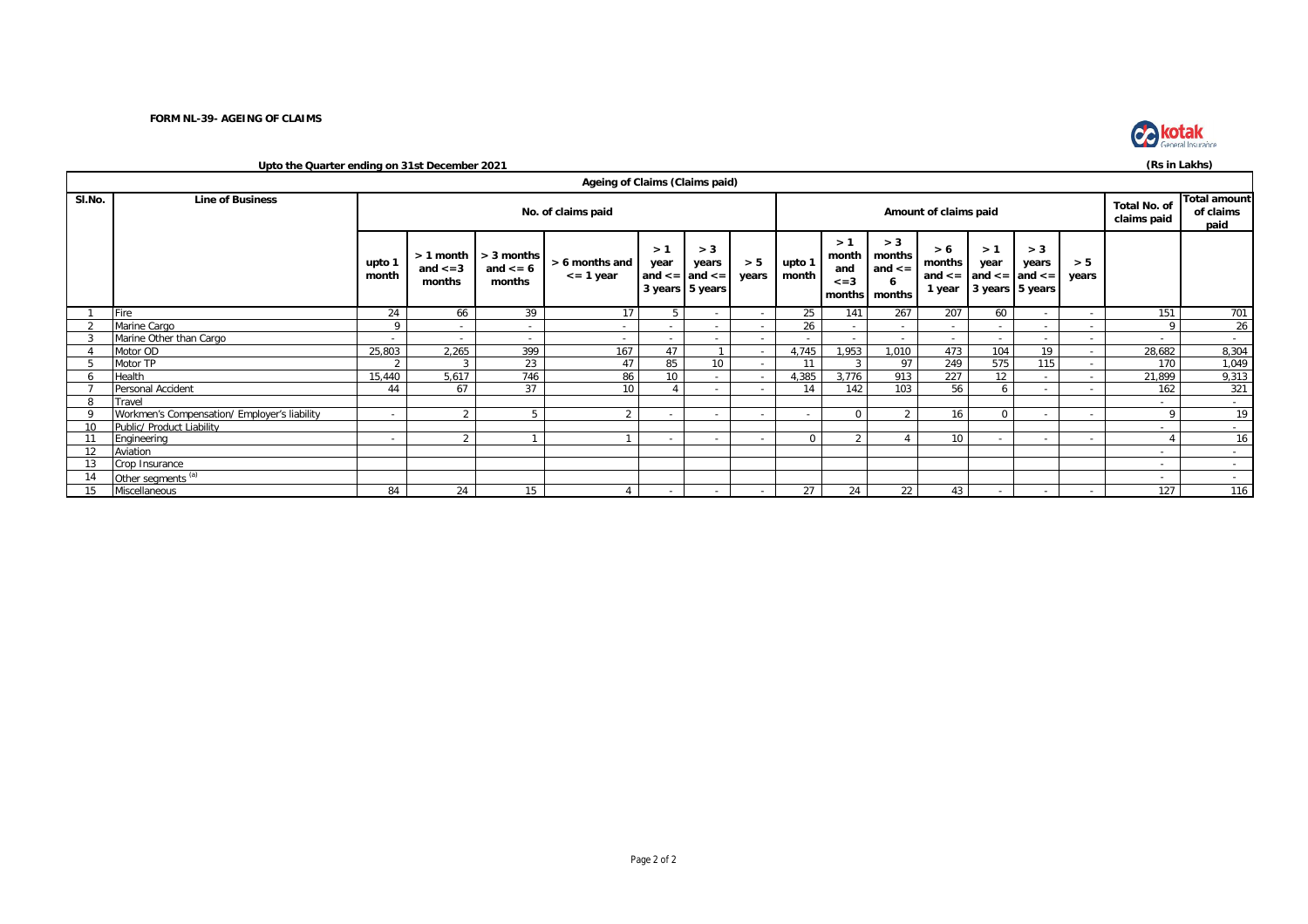**FORM NL-39- AGEING OF CLAIMS**

**Upto the Quarter ending on 31st December 2021**

**(Rs in Lakhs)**

**Ageing of Claims (Claims paid)**

| Sl.No. | Line of Business | No. of claims paid | | | | | | | Amount of claims paid | | | | | | | Total No. of claims paid | Total amount of claims paid |
|---|---|---|---|---|---|---|---|---|---|---|---|---|---|---|---|---|---|
| | | upto 1 month | > 1 month and <=3 months | > 3 months and <= 6 months | > 6 months and <= 1 year | > 1 year and <= 3 years | > 3 years and <= 5 years | > 5 years | upto 1 month | > 1 month and <=3 months | > 3 months and <= 6 months | > 6 months and <= 1 year | > 1 year and <= 3 years | > 3 years and <= 5 years | > 5 years | | |
| 1 | Fire | 24 | 66 | 39 | 17 | 5 | - | - | 25 | 141 | 267 | 207 | 60 | - | - | 151 | 701 |
| 2 | Marine Cargo | 9 | - | - | - | - | - | - | 26 | - | - | - | - | - | - | 9 | 26 |
| 3 | Marine Other than Cargo | - | - | - | - | - | - | - | - | - | - | - | - | - | - | - | - |
| 4 | Motor OD | 25,803 | 2,265 | 399 | 167 | 47 | 1 | - | 4,745 | 1,953 | 1,010 | 473 | 104 | 19 | - | 28,682 | 8,304 |
| 5 | Motor TP | 2 | 3 | 23 | 47 | 85 | 10 | - | 11 | 3 | 97 | 249 | 575 | 115 | - | 170 | 1,049 |
| 6 | Health | 15,440 | 5,617 | 746 | 86 | 10 | - | - | 4,385 | 3,776 | 913 | 227 | 12 | - | - | 21,899 | 9,313 |
| 7 | Personal Accident | 44 | 67 | 37 | 10 | 4 | - | - | 14 | 142 | 103 | 56 | 6 | - | - | 162 | 321 |
| 8 | Travel | | | | | | | | | | | | | | | - | - |
| 9 | Workmen's Compensation/ Employer's liability | - | 2 | 5 | 2 | - | - | - | - | 0 | 2 | 16 | 0 | - | - | 9 | 19 |
| 10 | Public/ Product Liability | | | | | | | | | | | | | | | - | - |
| 11 | Engineering | - | 2 | 1 | 1 | - | - | - | 0 | 2 | 4 | 10 | - | - | - | 4 | 16 |
| 12 | Aviation | | | | | | | | | | | | | | | - | - |
| 13 | Crop Insurance | | | | | | | | | | | | | | | - | - |
| 14 | Other segments [a] | | | | | | | | | | | | | | | - | - |
| 15 | Miscellaneous | 84 | 24 | 15 | 4 | - | - | - | 27 | 24 | 22 | 43 | - | - | - | 127 | 116 |